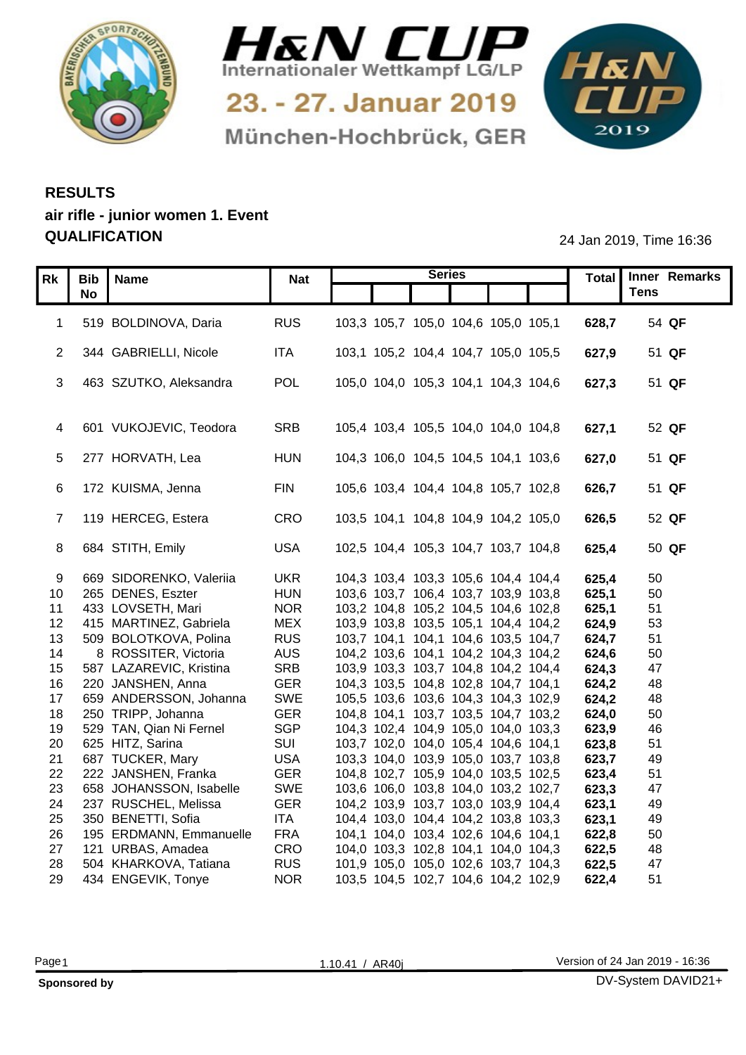# H&N CUP

Internationaler Wettkampf LG/LP

23. - 27. Januar 2019

München-Hochbrück, GER

## RESULTS

## air rifle - junior women 1. Event

## QUALIFICATION

24 Jan 2019, Time 16:36

| Rk | Bib No | Name | Nat | Series | | | | | | Total | Inner Tens | Remarks |
|---|---|---|---|---|---|---|---|---|---|---|---|---|
| 1 | 519 | BOLDINOVA, Daria | RUS | 103,3 | 105,7 | 105,0 | 104,6 | 105,0 | 105,1 | **628,7** | 54 | **QF** |
| 2 | 344 | GABRIELLI, Nicole | ITA | 103,1 | 105,2 | 104,4 | 104,7 | 105,0 | 105,5 | **627,9** | 51 | **QF** |
| 3 | 463 | SZUTKO, Aleksandra | POL | 105,0 | 104,0 | 105,3 | 104,1 | 104,3 | 104,6 | **627,3** | 51 | **QF** |
| 4 | 601 | VUKOJEVIC, Teodora | SRB | 105,4 | 103,4 | 105,5 | 104,0 | 104,0 | 104,8 | **627,1** | 52 | **QF** |
| 5 | 277 | HORVATH, Lea | HUN | 104,3 | 106,0 | 104,5 | 104,5 | 104,1 | 103,6 | **627,0** | 51 | **QF** |
| 6 | 172 | KUISMA, Jenna | FIN | 105,6 | 103,4 | 104,4 | 104,8 | 105,7 | 102,8 | **626,7** | 51 | **QF** |
| 7 | 119 | HERCEG, Estera | CRO | 103,5 | 104,1 | 104,8 | 104,9 | 104,2 | 105,0 | **626,5** | 52 | **QF** |
| 8 | 684 | STITH, Emily | USA | 102,5 | 104,4 | 105,3 | 104,7 | 103,7 | 104,8 | **625,4** | 50 | **QF** |
| 9 | 669 | SIDORENKO, Valeriia | UKR | 104,3 | 103,4 | 103,3 | 105,6 | 104,4 | 104,4 | **625,4** | 50 | |
| 10 | 265 | DENES, Eszter | HUN | 103,6 | 103,7 | 106,4 | 103,7 | 103,9 | 103,8 | **625,1** | 50 | |
| 11 | 433 | LOVSETH, Mari | NOR | 103,2 | 104,8 | 105,2 | 104,5 | 104,6 | 102,8 | **625,1** | 51 | |
| 12 | 415 | MARTINEZ, Gabriela | MEX | 103,9 | 103,8 | 103,5 | 105,1 | 104,4 | 104,2 | **624,9** | 53 | |
| 13 | 509 | BOLOTKOVA, Polina | RUS | 103,7 | 104,1 | 104,1 | 104,6 | 103,5 | 104,7 | **624,7** | 51 | |
| 14 | 8 | ROSSITER, Victoria | AUS | 104,2 | 103,6 | 104,1 | 104,2 | 104,3 | 104,2 | **624,6** | 50 | |
| 15 | 587 | LAZAREVIC, Kristina | SRB | 103,9 | 103,3 | 103,7 | 104,8 | 104,2 | 104,4 | **624,3** | 47 | |
| 16 | 220 | JANSHEN, Anna | GER | 104,3 | 103,5 | 104,8 | 102,8 | 104,7 | 104,1 | **624,2** | 48 | |
| 17 | 659 | ANDERSSON, Johanna | SWE | 105,5 | 103,6 | 103,6 | 104,3 | 104,3 | 102,9 | **624,2** | 48 | |
| 18 | 250 | TRIPP, Johanna | GER | 104,8 | 104,1 | 103,7 | 103,5 | 104,7 | 103,2 | **624,0** | 50 | |
| 19 | 529 | TAN, Qian Ni Fernel | SGP | 104,3 | 102,4 | 104,9 | 105,0 | 104,0 | 103,3 | **623,9** | 46 | |
| 20 | 625 | HITZ, Sarina | SUI | 103,7 | 102,0 | 104,0 | 105,4 | 104,6 | 104,1 | **623,8** | 51 | |
| 21 | 687 | TUCKER, Mary | USA | 103,3 | 104,0 | 103,9 | 105,0 | 103,7 | 103,8 | **623,7** | 49 | |
| 22 | 222 | JANSHEN, Franka | GER | 104,8 | 102,7 | 105,9 | 104,0 | 103,5 | 102,5 | **623,4** | 51 | |
| 23 | 658 | JOHANSSON, Isabelle | SWE | 103,6 | 106,0 | 103,8 | 104,0 | 103,2 | 102,7 | **623,3** | 47 | |
| 24 | 237 | RUSCHEL, Melissa | GER | 104,2 | 103,9 | 103,7 | 103,0 | 103,9 | 104,4 | **623,1** | 49 | |
| 25 | 350 | BENETTI, Sofia | ITA | 104,4 | 103,0 | 104,4 | 104,2 | 103,8 | 103,3 | **623,1** | 49 | |
| 26 | 195 | ERDMANN, Emmanuelle | FRA | 104,1 | 104,0 | 103,4 | 102,6 | 104,6 | 104,1 | **622,8** | 50 | |
| 27 | 121 | URBAS, Amadea | CRO | 104,0 | 103,3 | 102,8 | 104,1 | 104,0 | 104,3 | **622,5** | 48 | |
| 28 | 504 | KHARKOVA, Tatiana | RUS | 101,9 | 105,0 | 105,0 | 102,6 | 103,7 | 104,3 | **622,5** | 47 | |
| 29 | 434 | ENGEVIK, Tonye | NOR | 103,5 | 104,5 | 102,7 | 104,6 | 104,2 | 102,9 | **622,4** | 51 | |

1.10.41 / AR40j

Version of 24 Jan 2019 - 16:36

**Sponsored by**

DV-System DAVID21+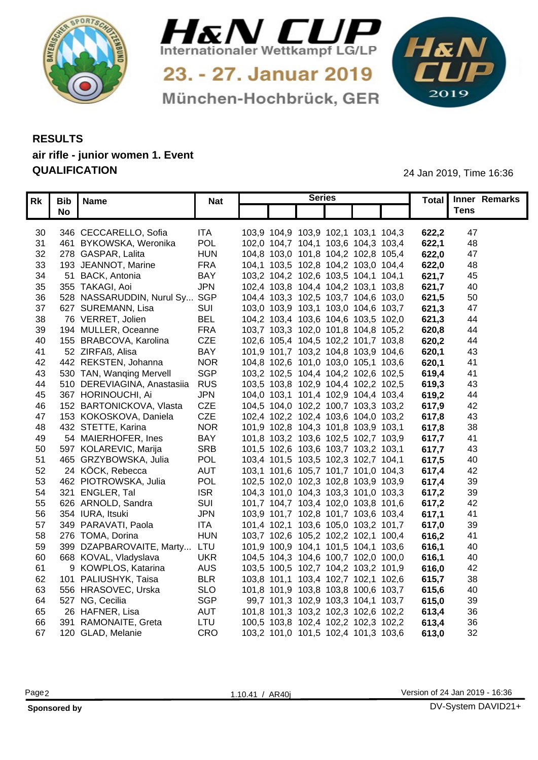# H&N CUP

Internationaler Wettkampf LG/LP

23. - 27. Januar 2019

München-Hochbrück, GER

## RESULTS

**air rifle - junior women 1. Event**

**QUALIFICATION**

24 Jan 2019, Time 16:36

| Rk | Bib No | Name | Nat | Series | | | | | | Total | Inner Tens | Remarks |
|---|---|---|---|---|---|---|---|---|---|---|---|---|
| 30 | 346 | CECCARELLO, Sofia | ITA | 103,9 | 104,9 | 103,9 | 102,1 | 103,1 | 104,3 | **622,2** | 47 | |
| 31 | 461 | BYKOWSKA, Weronika | POL | 102,0 | 104,7 | 104,1 | 103,6 | 104,3 | 103,4 | **622,1** | 48 | |
| 32 | 278 | GASPAR, Lalita | HUN | 104,8 | 103,0 | 101,8 | 104,2 | 102,8 | 105,4 | **622,0** | 47 | |
| 33 | 193 | JEANNOT, Marine | FRA | 104,1 | 103,5 | 102,8 | 104,2 | 103,0 | 104,4 | **622,0** | 48 | |
| 34 | 51 | BACK, Antonia | BAY | 103,2 | 104,2 | 102,6 | 103,5 | 104,1 | 104,1 | **621,7** | 45 | |
| 35 | 355 | TAKAGI, Aoi | JPN | 102,4 | 103,8 | 104,4 | 104,2 | 103,1 | 103,8 | **621,7** | 40 | |
| 36 | 528 | NASSARUDDIN, Nurul Sy... | SGP | 104,4 | 103,3 | 102,5 | 103,7 | 104,6 | 103,0 | **621,5** | 50 | |
| 37 | 627 | SUREMANN, Lisa | SUI | 103,0 | 103,9 | 103,1 | 103,0 | 104,6 | 103,7 | **621,3** | 47 | |
| 38 | 76 | VERRET, Jolien | BEL | 104,2 | 103,4 | 103,6 | 104,6 | 103,5 | 102,0 | **621,3** | 44 | |
| 39 | 194 | MULLER, Oceanne | FRA | 103,7 | 103,3 | 102,0 | 101,8 | 104,8 | 105,2 | **620,8** | 44 | |
| 40 | 155 | BRABCOVA, Karolina | CZE | 102,6 | 105,4 | 104,5 | 102,2 | 101,7 | 103,8 | **620,2** | 44 | |
| 41 | 52 | ZIRFAß, Alisa | BAY | 101,9 | 101,7 | 103,2 | 104,8 | 103,9 | 104,6 | **620,1** | 43 | |
| 42 | 442 | REKSTEN, Johanna | NOR | 104,8 | 102,6 | 101,0 | 103,0 | 105,1 | 103,6 | **620,1** | 41 | |
| 43 | 530 | TAN, Wanqing Mervell | SGP | 103,2 | 102,5 | 104,4 | 104,2 | 102,6 | 102,5 | **619,4** | 41 | |
| 44 | 510 | DEREVIAGINA, Anastasiia | RUS | 103,5 | 103,8 | 102,9 | 104,4 | 102,2 | 102,5 | **619,3** | 43 | |
| 45 | 367 | HORINOUCHI, Ai | JPN | 104,0 | 103,1 | 101,4 | 102,9 | 104,4 | 103,4 | **619,2** | 44 | |
| 46 | 152 | BARTONICKOVA, Vlasta | CZE | 104,5 | 104,0 | 102,2 | 100,7 | 103,3 | 103,2 | **617,9** | 42 | |
| 47 | 153 | KOKOSKOVA, Daniela | CZE | 102,4 | 102,2 | 102,4 | 103,6 | 104,0 | 103,2 | **617,8** | 43 | |
| 48 | 432 | STETTE, Karina | NOR | 101,9 | 102,8 | 104,3 | 101,8 | 103,9 | 103,1 | **617,8** | 38 | |
| 49 | 54 | MAIERHOFER, Ines | BAY | 101,8 | 103,2 | 103,6 | 102,5 | 102,7 | 103,9 | **617,7** | 41 | |
| 50 | 597 | KOLAREVIC, Marija | SRB | 101,5 | 102,6 | 103,6 | 103,7 | 103,2 | 103,1 | **617,7** | 43 | |
| 51 | 465 | GRZYBOWSKA, Julia | POL | 103,4 | 101,5 | 103,5 | 102,3 | 102,7 | 104,1 | **617,5** | 40 | |
| 52 | 24 | KÖCK, Rebecca | AUT | 103,1 | 101,6 | 105,7 | 101,7 | 101,0 | 104,3 | **617,4** | 42 | |
| 53 | 462 | PIOTROWSKA, Julia | POL | 102,5 | 102,0 | 102,3 | 102,8 | 103,9 | 103,9 | **617,4** | 39 | |
| 54 | 321 | ENGLER, Tal | ISR | 104,3 | 101,0 | 104,3 | 103,3 | 101,0 | 103,3 | **617,2** | 39 | |
| 55 | 626 | ARNOLD, Sandra | SUI | 101,7 | 104,7 | 103,4 | 102,0 | 103,8 | 101,6 | **617,2** | 42 | |
| 56 | 354 | IURA, Itsuki | JPN | 103,9 | 101,7 | 102,8 | 101,7 | 103,6 | 103,4 | **617,1** | 41 | |
| 57 | 349 | PARAVATI, Paola | ITA | 101,4 | 102,1 | 103,6 | 105,0 | 103,2 | 101,7 | **617,0** | 39 | |
| 58 | 276 | TOMA, Dorina | HUN | 103,7 | 102,6 | 105,2 | 102,2 | 102,1 | 100,4 | **616,2** | 41 | |
| 59 | 399 | DZAPBAROVAITE, Marty... | LTU | 101,9 | 100,9 | 104,1 | 101,5 | 104,1 | 103,6 | **616,1** | 40 | |
| 60 | 668 | KOVAL, Vladyslava | UKR | 104,5 | 104,3 | 104,6 | 100,7 | 102,0 | 100,0 | **616,1** | 40 | |
| 61 | 9 | KOWPLOS, Katarina | AUS | 103,5 | 100,5 | 102,7 | 104,2 | 103,2 | 101,9 | **616,0** | 42 | |
| 62 | 101 | PALIUSHYK, Taisa | BLR | 103,8 | 101,1 | 103,4 | 102,7 | 102,1 | 102,6 | **615,7** | 38 | |
| 63 | 556 | HRASOVEC, Urska | SLO | 101,8 | 101,9 | 103,8 | 103,8 | 100,6 | 103,7 | **615,6** | 40 | |
| 64 | 527 | NG, Cecilia | SGP | 99,7 | 101,3 | 102,9 | 103,3 | 104,1 | 103,7 | **615,0** | 39 | |
| 65 | 26 | HAFNER, Lisa | AUT | 101,8 | 101,3 | 103,2 | 102,3 | 102,6 | 102,2 | **613,4** | 36 | |
| 66 | 391 | RAMONAITE, Greta | LTU | 100,5 | 103,8 | 102,4 | 102,2 | 102,3 | 102,2 | **613,4** | 36 | |
| 67 | 120 | GLAD, Melanie | CRO | 103,2 | 101,0 | 101,5 | 102,4 | 101,3 | 103,6 | **613,0** | 32 | |

1.10.41 / AR40j

Version of 24 Jan 2019 - 16:36

**Sponsored by**

DV-System DAVID21+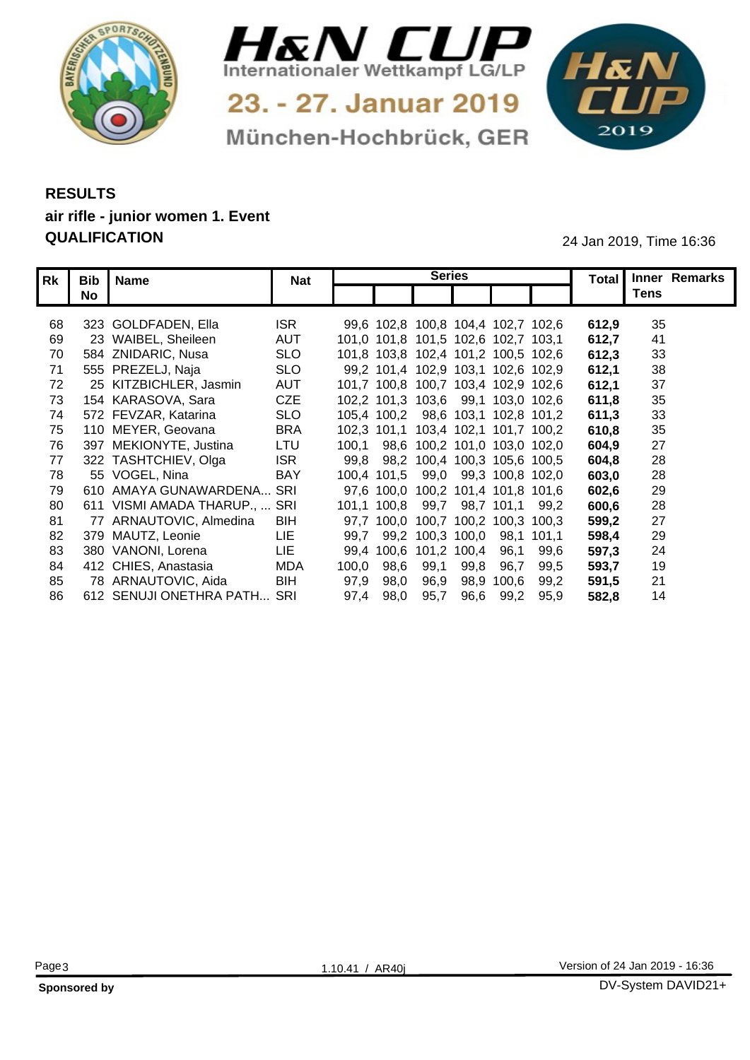# H&N CUP

Internationaler Wettkampf LG/LP

23. - 27. Januar 2019

München-Hochbrück, GER

## RESULTS

**air rifle - junior women 1. Event**

**QUALIFICATION**

24 Jan 2019, Time 16:36

| Rk | Bib No | Name | Nat | Series | | | | | | Total | Inner Tens | Remarks |
|---|---|---|---|---|---|---|---|---|---|---|---|---|
| 68 | 323 | GOLDFADEN, Ella | ISR | 99,6 | 102,8 | 100,8 | 104,4 | 102,7 | 102,6 | **612,9** | 35 | |
| 69 | 23 | WAIBEL, Sheileen | AUT | 101,0 | 101,8 | 101,5 | 102,6 | 102,7 | 103,1 | **612,7** | 41 | |
| 70 | 584 | ZNIDARIC, Nusa | SLO | 101,8 | 103,8 | 102,4 | 101,2 | 100,5 | 102,6 | **612,3** | 33 | |
| 71 | 555 | PREZELJ, Naja | SLO | 99,2 | 101,4 | 102,9 | 103,1 | 102,6 | 102,9 | **612,1** | 38 | |
| 72 | 25 | KITZBICHLER, Jasmin | AUT | 101,7 | 100,8 | 100,7 | 103,4 | 102,9 | 102,6 | **612,1** | 37 | |
| 73 | 154 | KARASOVA, Sara | CZE | 102,2 | 101,3 | 103,6 | 99,1 | 103,0 | 102,6 | **611,8** | 35 | |
| 74 | 572 | FEVZAR, Katarina | SLO | 105,4 | 100,2 | 98,6 | 103,1 | 102,8 | 101,2 | **611,3** | 33 | |
| 75 | 110 | MEYER, Geovana | BRA | 102,3 | 101,1 | 103,4 | 102,1 | 101,7 | 100,2 | **610,8** | 35 | |
| 76 | 397 | MEKIONYTE, Justina | LTU | 100,1 | 98,6 | 100,2 | 101,0 | 103,0 | 102,0 | **604,9** | 27 | |
| 77 | 322 | TASHTCHIEV, Olga | ISR | 99,8 | 98,2 | 100,4 | 100,3 | 105,6 | 100,5 | **604,8** | 28 | |
| 78 | 55 | VOGEL, Nina | BAY | 100,4 | 101,5 | 99,0 | 99,3 | 100,8 | 102,0 | **603,0** | 28 | |
| 79 | 610 | AMAYA GUNAWARDENA... | SRI | 97,6 | 100,0 | 100,2 | 101,4 | 101,8 | 101,6 | **602,6** | 29 | |
| 80 | 611 | VISMI AMADA THARUP., ... | SRI | 101,1 | 100,8 | 99,7 | 98,7 | 101,1 | 99,2 | **600,6** | 28 | |
| 81 | 77 | ARNAUTOVIC, Almedina | BIH | 97,7 | 100,0 | 100,7 | 100,2 | 100,3 | 100,3 | **599,2** | 27 | |
| 82 | 379 | MAUTZ, Leonie | LIE | 99,7 | 99,2 | 100,3 | 100,0 | 98,1 | 101,1 | **598,4** | 29 | |
| 83 | 380 | VANONI, Lorena | LIE | 99,4 | 100,6 | 101,2 | 100,4 | 96,1 | 99,6 | **597,3** | 24 | |
| 84 | 412 | CHIES, Anastasia | MDA | 100,0 | 98,6 | 99,1 | 99,8 | 96,7 | 99,5 | **593,7** | 19 | |
| 85 | 78 | ARNAUTOVIC, Aida | BIH | 97,9 | 98,0 | 96,9 | 98,9 | 100,6 | 99,2 | **591,5** | 21 | |
| 86 | 612 | SENUJI ONETHRA PATH... | SRI | 97,4 | 98,0 | 95,7 | 96,6 | 99,2 | 95,9 | **582,8** | 14 | |

1.10.41 / AR40j

Version of 24 Jan 2019 - 16:36

**Sponsored by**

DV-System DAVID21+